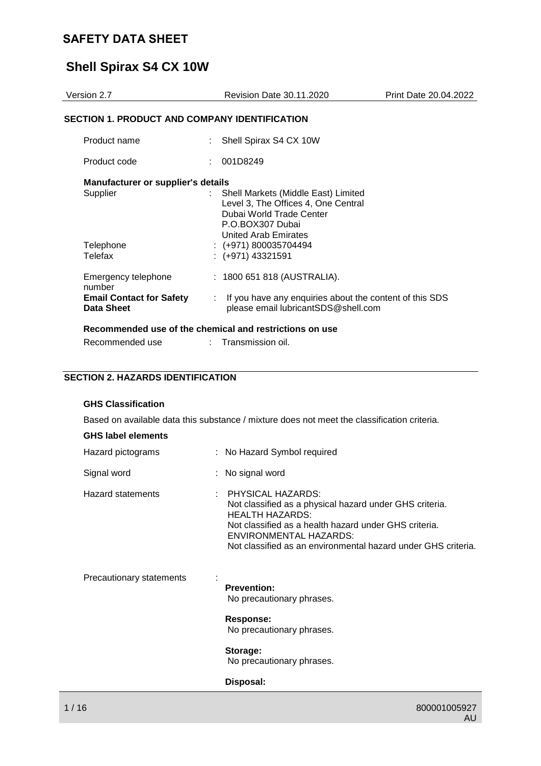# SAFETY DATA SHEET

# Shell Spirax S4 CX 10W

| Version 2.7 | Revision Date 30.11.2020 | Print Date 20.04.2022 |
|---|---|---|

## SECTION 1. PRODUCT AND COMPANY IDENTIFICATION

| | | |
|---|---|---|
| Product name | : | Shell Spirax S4 CX 10W |
| Product code | : | 001D8249 |

**Manufacturer or supplier's details**

| | | |
|---|---|---|
| Supplier | : | Shell Markets (Middle East) Limited<br>Level 3, The Offices 4, One Central<br>Dubai World Trade Center<br>P.O.BOX307 Dubai<br>United Arab Emirates |
| Telephone | : | (+971) 800035704494 |
| Telefax | : | (+971) 43321591 |
| Emergency telephone number | : | 1800 651 818 (AUSTRALIA). |
| **Email Contact for Safety Data Sheet** | : | If you have any enquiries about the content of this SDS please email lubricantSDS@shell.com |

**Recommended use of the chemical and restrictions on use**

| | | |
|---|---|---|
| Recommended use | : | Transmission oil. |

## SECTION 2. HAZARDS IDENTIFICATION

**GHS Classification**

Based on available data this substance / mixture does not meet the classification criteria.

**GHS label elements**

| | | |
|---|---|---|
| Hazard pictograms | : | No Hazard Symbol required |
| Signal word | : | No signal word |
| Hazard statements | : | PHYSICAL HAZARDS:<br>Not classified as a physical hazard under GHS criteria.<br>HEALTH HAZARDS:<br>Not classified as a health hazard under GHS criteria.<br>ENVIRONMENTAL HAZARDS:<br>Not classified as an environmental hazard under GHS criteria. |

Precautionary statements :

**Prevention:**
No precautionary phrases.

**Response:**
No precautionary phrases.

**Storage:**
No precautionary phrases.

**Disposal:**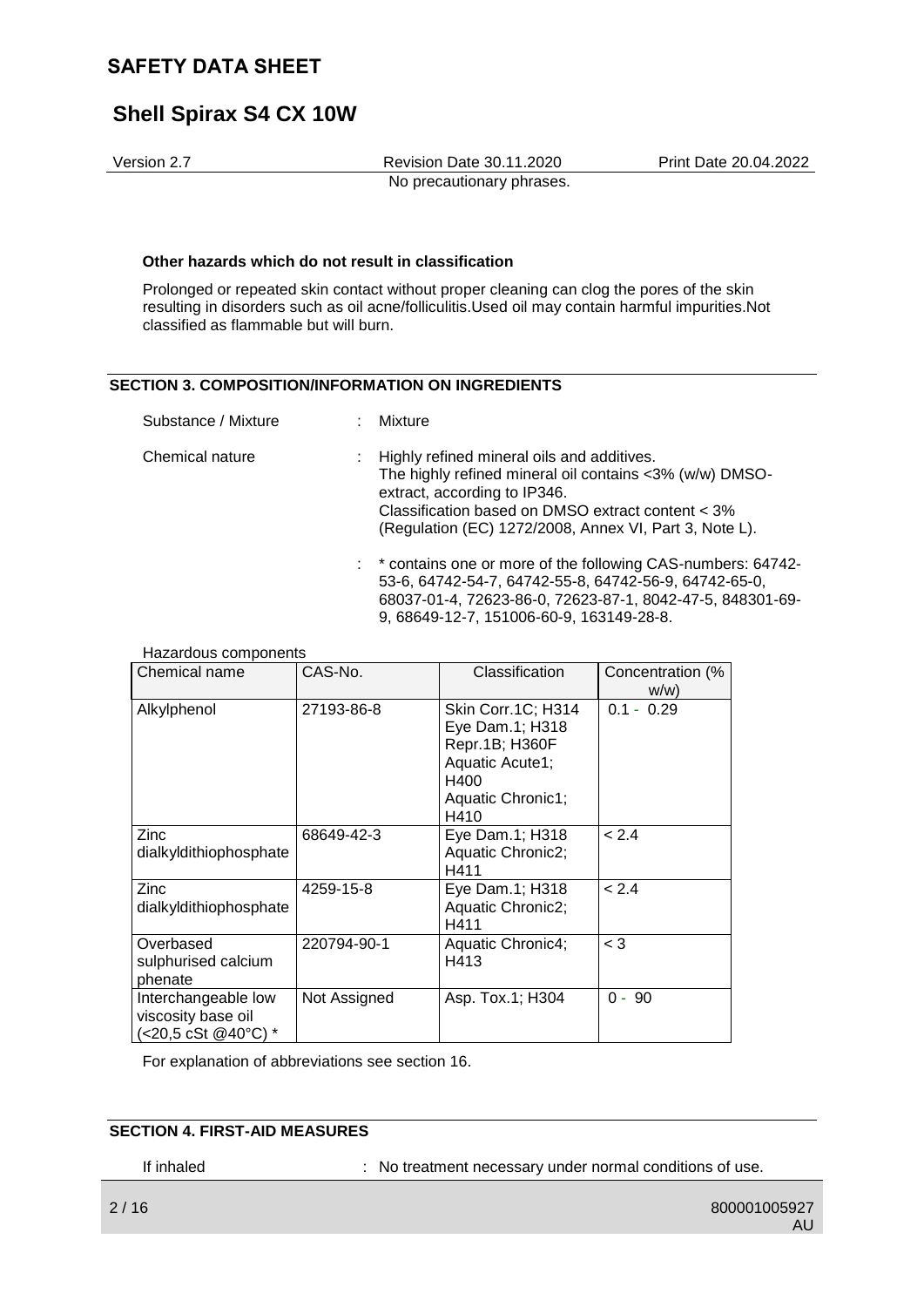No precautionary phrases.

**Other hazards which do not result in classification**

Prolonged or repeated skin contact without proper cleaning can clog the pores of the skin resulting in disorders such as oil acne/folliculitis.Used oil may contain harmful impurities.Not classified as flammable but will burn.

## SECTION 3. COMPOSITION/INFORMATION ON INGREDIENTS

Substance / Mixture : Mixture

Chemical nature : Highly refined mineral oils and additives.
The highly refined mineral oil contains <3% (w/w) DMSO-extract, according to IP346.
Classification based on DMSO extract content < 3% (Regulation (EC) 1272/2008, Annex VI, Part 3, Note L).

: * contains one or more of the following CAS-numbers: 64742-53-6, 64742-54-7, 64742-55-8, 64742-56-9, 64742-65-0, 68037-01-4, 72623-86-0, 72623-87-1, 8042-47-5, 848301-69-9, 68649-12-7, 151006-60-9, 163149-28-8.

Hazardous components

| Chemical name | CAS-No. | Classification | Concentration (% w/w) |
|---|---|---|---|
| Alkylphenol | 27193-86-8 | Skin Corr.1C; H314 Eye Dam.1; H318 Repr.1B; H360F Aquatic Acute1; H400 Aquatic Chronic1; H410 | 0.1 - 0.29 |
| Zinc dialkyldithiophosphate | 68649-42-3 | Eye Dam.1; H318 Aquatic Chronic2; H411 | < 2.4 |
| Zinc dialkyldithiophosphate | 4259-15-8 | Eye Dam.1; H318 Aquatic Chronic2; H411 | < 2.4 |
| Overbased sulphurised calcium phenate | 220794-90-1 | Aquatic Chronic4; H413 | < 3 |
| Interchangeable low viscosity base oil (<20,5 cSt @40°C) * | Not Assigned | Asp. Tox.1; H304 | 0 - 90 |

For explanation of abbreviations see section 16.

## SECTION 4. FIRST-AID MEASURES

If inhaled : No treatment necessary under normal conditions of use.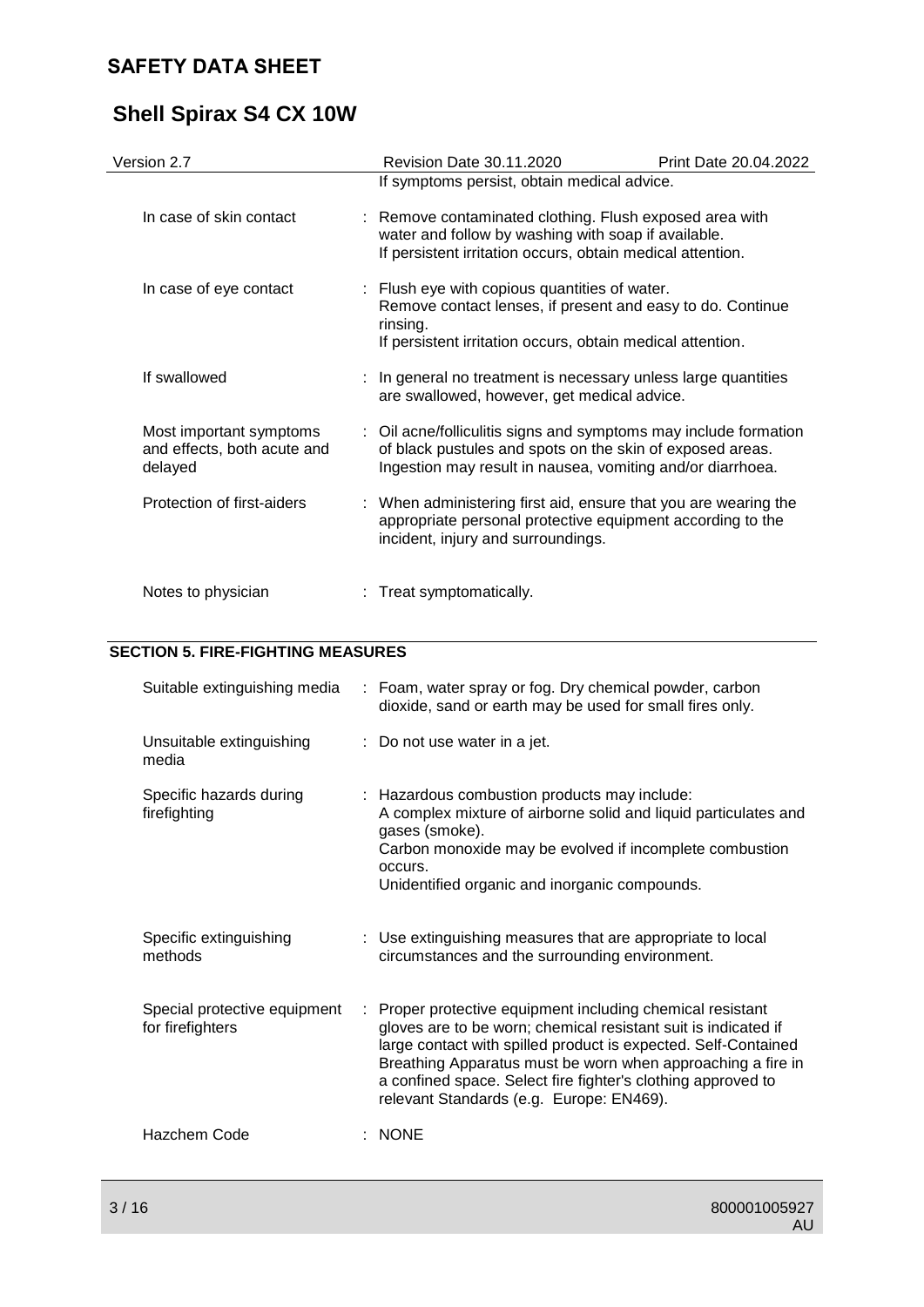If symptoms persist, obtain medical advice.

| | |
|---|---|
| In case of skin contact | : Remove contaminated clothing. Flush exposed area with water and follow by washing with soap if available. If persistent irritation occurs, obtain medical attention. |
| In case of eye contact | : Flush eye with copious quantities of water. Remove contact lenses, if present and easy to do. Continue rinsing. If persistent irritation occurs, obtain medical attention. |
| If swallowed | : In general no treatment is necessary unless large quantities are swallowed, however, get medical advice. |
| Most important symptoms and effects, both acute and delayed | : Oil acne/folliculitis signs and symptoms may include formation of black pustules and spots on the skin of exposed areas. Ingestion may result in nausea, vomiting and/or diarrhoea. |
| Protection of first-aiders | : When administering first aid, ensure that you are wearing the appropriate personal protective equipment according to the incident, injury and surroundings. |
| Notes to physician | : Treat symptomatically. |

## SECTION 5. FIRE-FIGHTING MEASURES

| | |
|---|---|
| Suitable extinguishing media | : Foam, water spray or fog. Dry chemical powder, carbon dioxide, sand or earth may be used for small fires only. |
| Unsuitable extinguishing media | : Do not use water in a jet. |
| Specific hazards during firefighting | : Hazardous combustion products may include: A complex mixture of airborne solid and liquid particulates and gases (smoke). Carbon monoxide may be evolved if incomplete combustion occurs. Unidentified organic and inorganic compounds. |
| Specific extinguishing methods | : Use extinguishing measures that are appropriate to local circumstances and the surrounding environment. |
| Special protective equipment for firefighters | : Proper protective equipment including chemical resistant gloves are to be worn; chemical resistant suit is indicated if large contact with spilled product is expected. Self-Contained Breathing Apparatus must be worn when approaching a fire in a confined space. Select fire fighter's clothing approved to relevant Standards (e.g. Europe: EN469). |
| Hazchem Code | : NONE |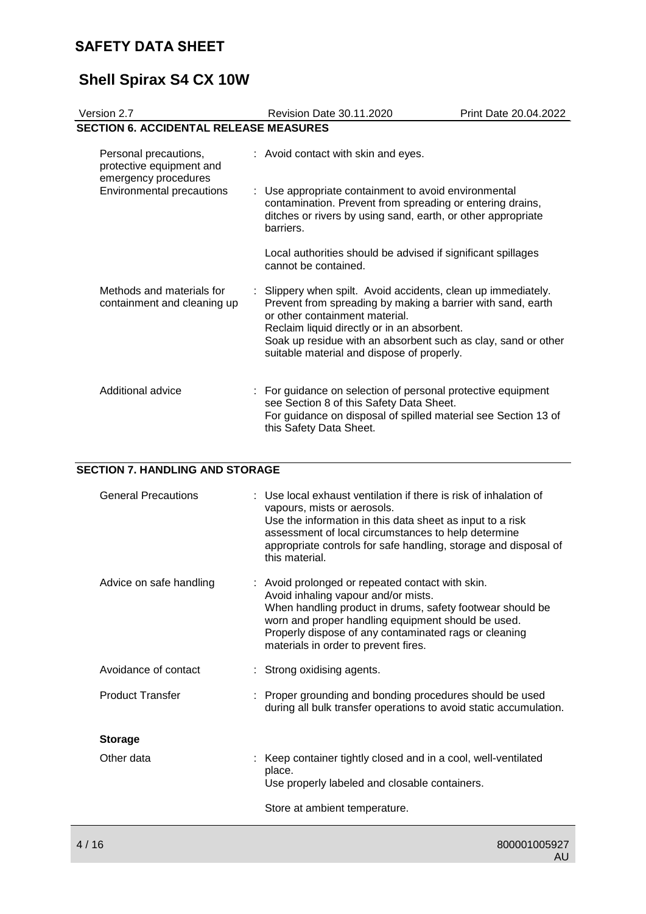## SECTION 6. ACCIDENTAL RELEASE MEASURES

| | |
|---|---|
| Personal precautions, protective equipment and emergency procedures | : Avoid contact with skin and eyes. |
| Environmental precautions | : Use appropriate containment to avoid environmental contamination. Prevent from spreading or entering drains, ditches or rivers by using sand, earth, or other appropriate barriers.<br><br>Local authorities should be advised if significant spillages cannot be contained. |
| Methods and materials for containment and cleaning up | : Slippery when spilt. Avoid accidents, clean up immediately. Prevent from spreading by making a barrier with sand, earth or other containment material.<br>Reclaim liquid directly or in an absorbent.<br>Soak up residue with an absorbent such as clay, sand or other suitable material and dispose of properly. |
| Additional advice | : For guidance on selection of personal protective equipment see Section 8 of this Safety Data Sheet.<br>For guidance on disposal of spilled material see Section 13 of this Safety Data Sheet. |

## SECTION 7. HANDLING AND STORAGE

| | |
|---|---|
| General Precautions | : Use local exhaust ventilation if there is risk of inhalation of vapours, mists or aerosols.<br>Use the information in this data sheet as input to a risk assessment of local circumstances to help determine appropriate controls for safe handling, storage and disposal of this material. |
| Advice on safe handling | : Avoid prolonged or repeated contact with skin.<br>Avoid inhaling vapour and/or mists.<br>When handling product in drums, safety footwear should be worn and proper handling equipment should be used.<br>Properly dispose of any contaminated rags or cleaning materials in order to prevent fires. |
| Avoidance of contact | : Strong oxidising agents. |
| Product Transfer | : Proper grounding and bonding procedures should be used during all bulk transfer operations to avoid static accumulation. |

**Storage**

| | |
|---|---|
| Other data | : Keep container tightly closed and in a cool, well-ventilated place.<br>Use properly labeled and closable containers.<br><br>Store at ambient temperature. |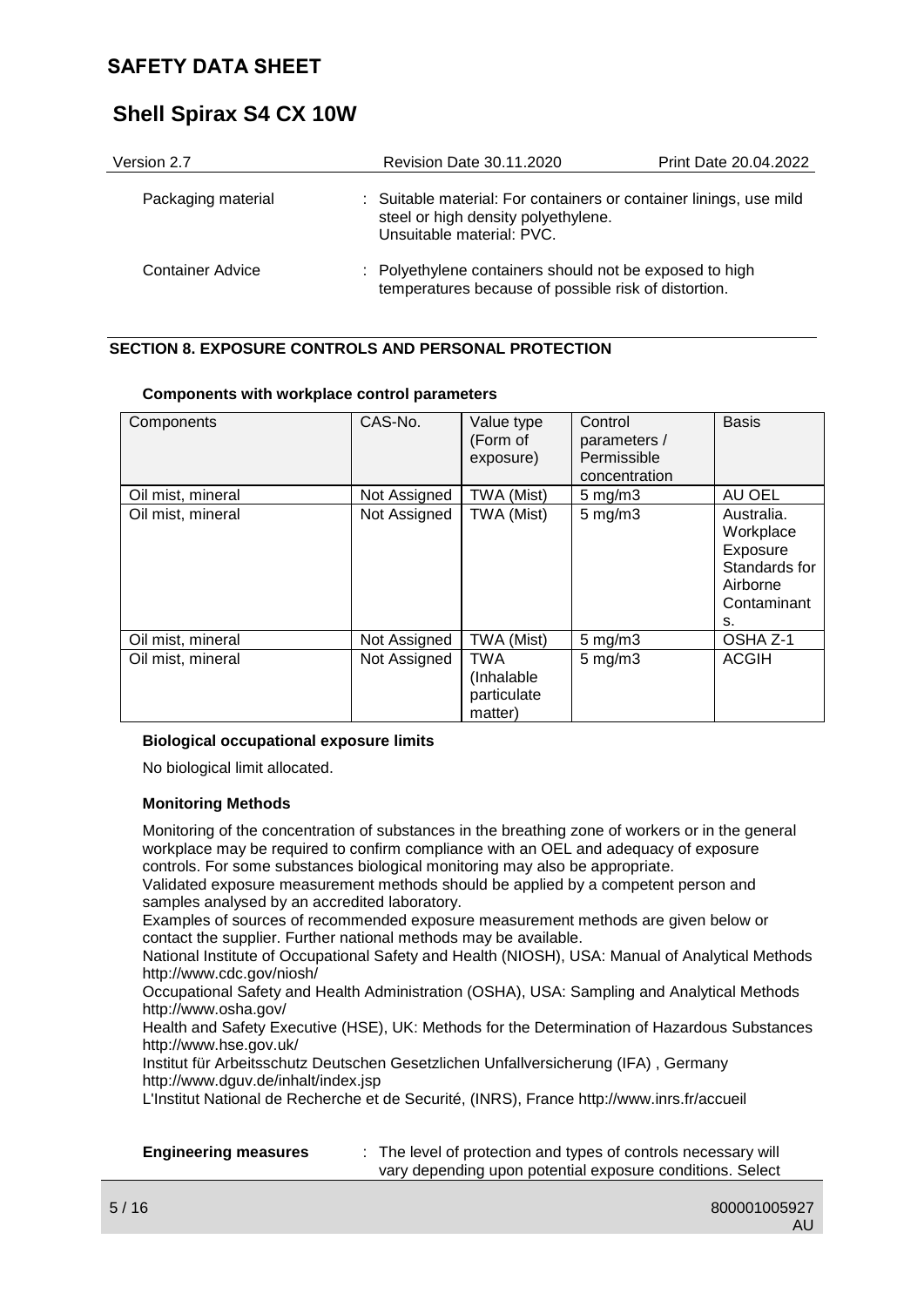| | |
|---|---|
| Packaging material | : Suitable material: For containers or container linings, use mild steel or high density polyethylene.<br>Unsuitable material: PVC. |
| Container Advice | : Polyethylene containers should not be exposed to high temperatures because of possible risk of distortion. |

## SECTION 8. EXPOSURE CONTROLS AND PERSONAL PROTECTION

**Components with workplace control parameters**

| Components | CAS-No. | Value type (Form of exposure) | Control parameters / Permissible concentration | Basis |
|---|---|---|---|---|
| Oil mist, mineral | Not Assigned | TWA (Mist) | 5 mg/m3 | AU OEL |
| Oil mist, mineral | Not Assigned | TWA (Mist) | 5 mg/m3 | Australia. Workplace Exposure Standards for Airborne Contaminants. |
| Oil mist, mineral | Not Assigned | TWA (Mist) | 5 mg/m3 | OSHA Z-1 |
| Oil mist, mineral | Not Assigned | TWA (Inhalable particulate matter) | 5 mg/m3 | ACGIH |

**Biological occupational exposure limits**

No biological limit allocated.

**Monitoring Methods**

Monitoring of the concentration of substances in the breathing zone of workers or in the general workplace may be required to confirm compliance with an OEL and adequacy of exposure controls. For some substances biological monitoring may also be appropriate.
Validated exposure measurement methods should be applied by a competent person and samples analysed by an accredited laboratory.
Examples of sources of recommended exposure measurement methods are given below or contact the supplier. Further national methods may be available.
National Institute of Occupational Safety and Health (NIOSH), USA: Manual of Analytical Methods http://www.cdc.gov/niosh/
Occupational Safety and Health Administration (OSHA), USA: Sampling and Analytical Methods http://www.osha.gov/
Health and Safety Executive (HSE), UK: Methods for the Determination of Hazardous Substances http://www.hse.gov.uk/
Institut für Arbeitsschutz Deutschen Gesetzlichen Unfallversicherung (IFA) , Germany http://www.dguv.de/inhalt/index.jsp
L'Institut National de Recherche et de Securité, (INRS), France http://www.inrs.fr/accueil

**Engineering measures** : The level of protection and types of controls necessary will vary depending upon potential exposure conditions. Select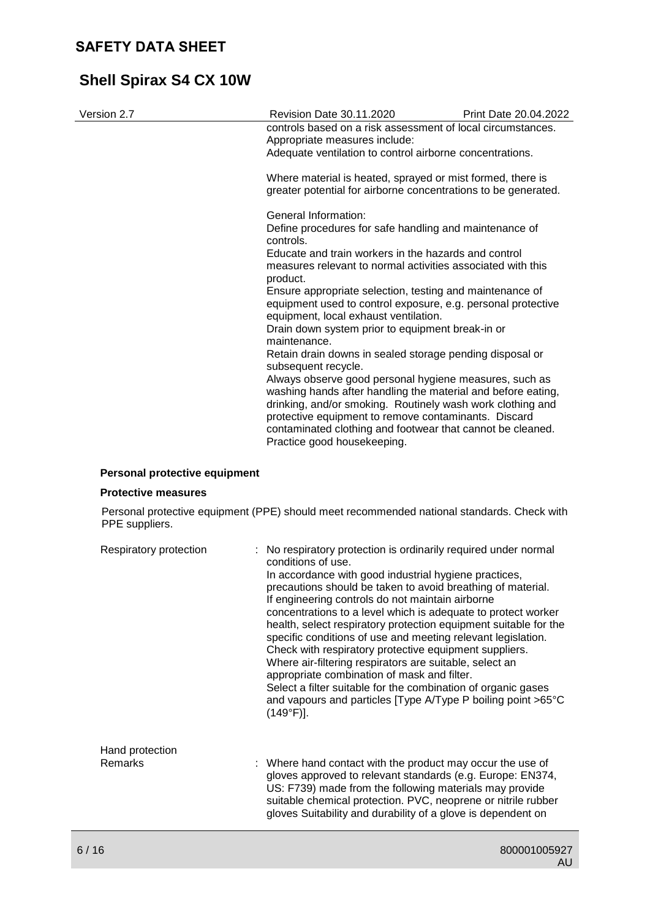controls based on a risk assessment of local circumstances.
Appropriate measures include:
Adequate ventilation to control airborne concentrations.

Where material is heated, sprayed or mist formed, there is greater potential for airborne concentrations to be generated.

General Information:
Define procedures for safe handling and maintenance of controls.
Educate and train workers in the hazards and control measures relevant to normal activities associated with this product.
Ensure appropriate selection, testing and maintenance of equipment used to control exposure, e.g. personal protective equipment, local exhaust ventilation.
Drain down system prior to equipment break-in or maintenance.
Retain drain downs in sealed storage pending disposal or subsequent recycle.
Always observe good personal hygiene measures, such as washing hands after handling the material and before eating, drinking, and/or smoking. Routinely wash work clothing and protective equipment to remove contaminants. Discard contaminated clothing and footwear that cannot be cleaned.
Practice good housekeeping.

**Personal protective equipment**

**Protective measures**

Personal protective equipment (PPE) should meet recommended national standards. Check with PPE suppliers.

Respiratory protection : No respiratory protection is ordinarily required under normal conditions of use.
In accordance with good industrial hygiene practices, precautions should be taken to avoid breathing of material.
If engineering controls do not maintain airborne concentrations to a level which is adequate to protect worker health, select respiratory protection equipment suitable for the specific conditions of use and meeting relevant legislation.
Check with respiratory protective equipment suppliers.
Where air-filtering respirators are suitable, select an appropriate combination of mask and filter.
Select a filter suitable for the combination of organic gases and vapours and particles [Type A/Type P boiling point >65°C (149°F)].

Hand protection
Remarks : Where hand contact with the product may occur the use of gloves approved to relevant standards (e.g. Europe: EN374, US: F739) made from the following materials may provide suitable chemical protection. PVC, neoprene or nitrile rubber gloves Suitability and durability of a glove is dependent on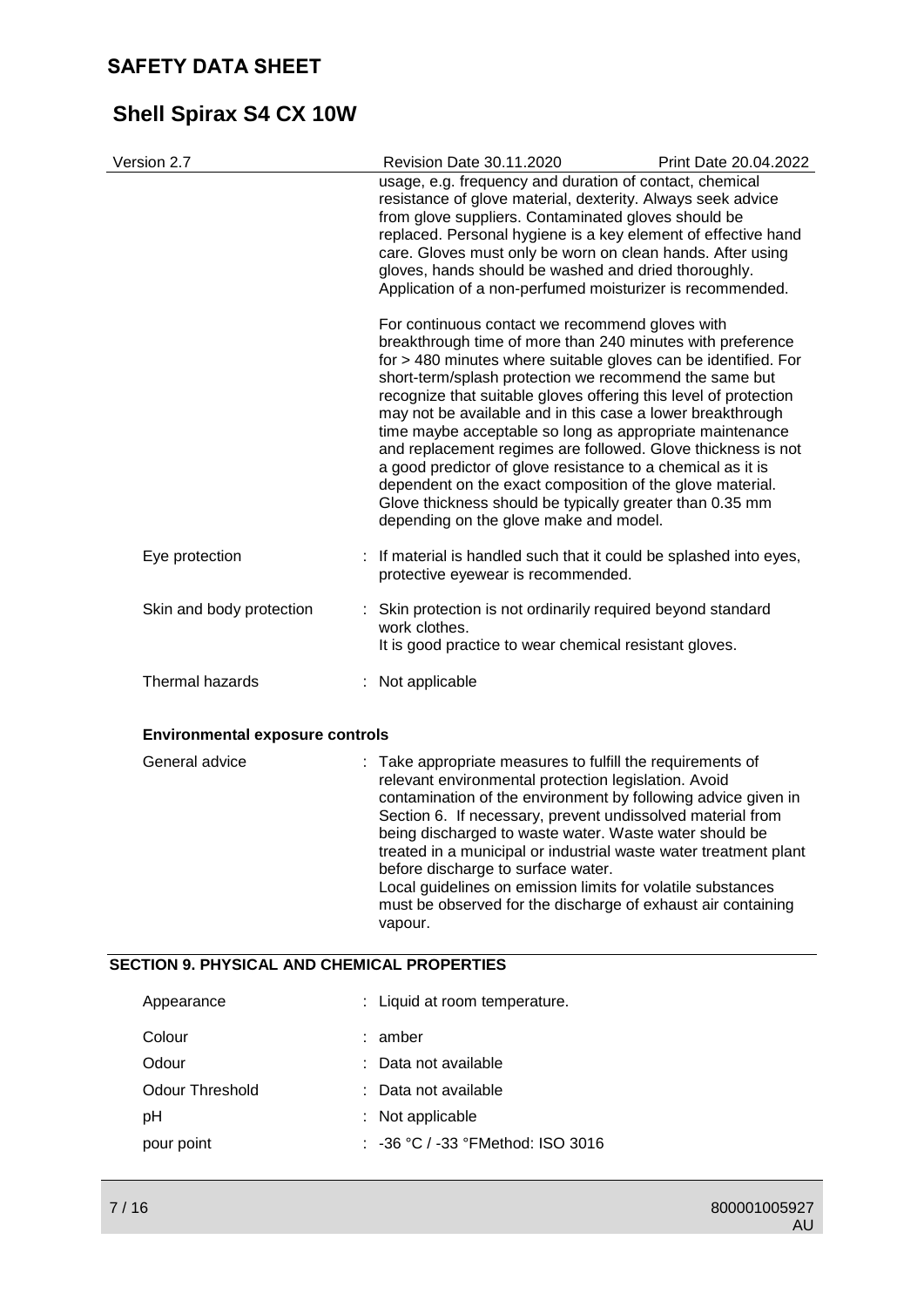usage, e.g. frequency and duration of contact, chemical resistance of glove material, dexterity. Always seek advice from glove suppliers. Contaminated gloves should be replaced. Personal hygiene is a key element of effective hand care. Gloves must only be worn on clean hands. After using gloves, hands should be washed and dried thoroughly. Application of a non-perfumed moisturizer is recommended.

For continuous contact we recommend gloves with breakthrough time of more than 240 minutes with preference for > 480 minutes where suitable gloves can be identified. For short-term/splash protection we recommend the same but recognize that suitable gloves offering this level of protection may not be available and in this case a lower breakthrough time maybe acceptable so long as appropriate maintenance and replacement regimes are followed. Glove thickness is not a good predictor of glove resistance to a chemical as it is dependent on the exact composition of the glove material. Glove thickness should be typically greater than 0.35 mm depending on the glove make and model.

Eye protection : If material is handled such that it could be splashed into eyes, protective eyewear is recommended.

Skin and body protection : Skin protection is not ordinarily required beyond standard work clothes.
It is good practice to wear chemical resistant gloves.

Thermal hazards : Not applicable

**Environmental exposure controls**

General advice : Take appropriate measures to fulfill the requirements of relevant environmental protection legislation. Avoid contamination of the environment by following advice given in Section 6. If necessary, prevent undissolved material from being discharged to waste water. Waste water should be treated in a municipal or industrial waste water treatment plant before discharge to surface water.
Local guidelines on emission limits for volatile substances must be observed for the discharge of exhaust air containing vapour.

## SECTION 9. PHYSICAL AND CHEMICAL PROPERTIES

Appearance : Liquid at room temperature.

Colour : amber

Odour : Data not available

Odour Threshold : Data not available

pH : Not applicable

pour point : -36 °C / -33 °FMethod: ISO 3016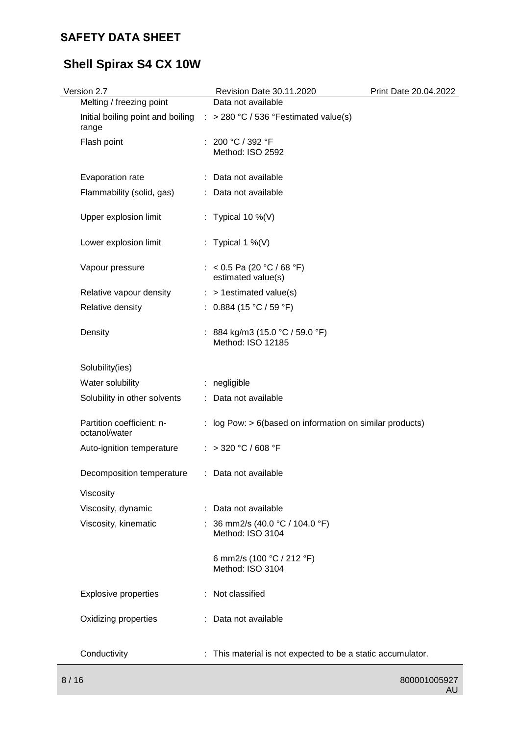| Property | | Value |
|---|---|---|
| Melting / freezing point | | Data not available |
| Initial boiling point and boiling range | : | > 280 °C / 536 °Festimated value(s) |
| Flash point | : | 200 °C / 392 °F<br>Method: ISO 2592 |
| Evaporation rate | : | Data not available |
| Flammability (solid, gas) | : | Data not available |
| Upper explosion limit | : | Typical 10 %(V) |
| Lower explosion limit | : | Typical 1 %(V) |
| Vapour pressure | : | < 0.5 Pa (20 °C / 68 °F)<br>estimated value(s) |
| Relative vapour density | : | > 1estimated value(s) |
| Relative density | : | 0.884 (15 °C / 59 °F) |
| Density | : | 884 kg/m3 (15.0 °C / 59.0 °F)<br>Method: ISO 12185 |
| Solubility(ies) | | |
| Water solubility | : | negligible |
| Solubility in other solvents | : | Data not available |
| Partition coefficient: n-octanol/water | : | log Pow: > 6(based on information on similar products) |
| Auto-ignition temperature | : | > 320 °C / 608 °F |
| Decomposition temperature | : | Data not available |
| Viscosity | | |
| Viscosity, dynamic | : | Data not available |
| Viscosity, kinematic | : | 36 mm2/s (40.0 °C / 104.0 °F)<br>Method: ISO 3104<br><br>6 mm2/s (100 °C / 212 °F)<br>Method: ISO 3104 |
| Explosive properties | : | Not classified |
| Oxidizing properties | : | Data not available |
| Conductivity | : | This material is not expected to be a static accumulator. |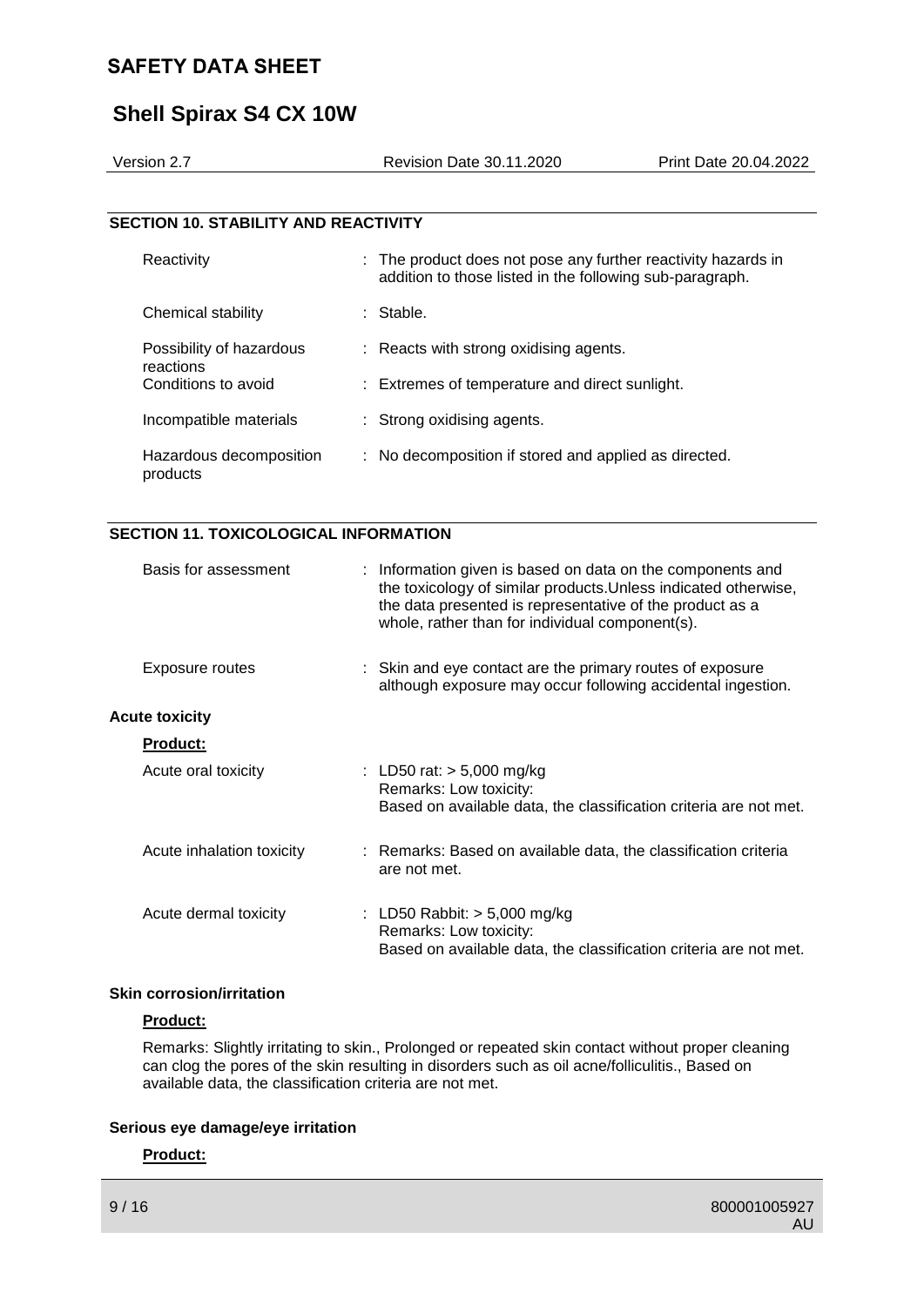## SECTION 10. STABILITY AND REACTIVITY

| | |
|---|---|
| Reactivity | : The product does not pose any further reactivity hazards in addition to those listed in the following sub-paragraph. |
| Chemical stability | : Stable. |
| Possibility of hazardous reactions | : Reacts with strong oxidising agents. |
| Conditions to avoid | : Extremes of temperature and direct sunlight. |
| Incompatible materials | : Strong oxidising agents. |
| Hazardous decomposition products | : No decomposition if stored and applied as directed. |

## SECTION 11. TOXICOLOGICAL INFORMATION

| | |
|---|---|
| Basis for assessment | : Information given is based on data on the components and the toxicology of similar products.Unless indicated otherwise, the data presented is representative of the product as a whole, rather than for individual component(s). |
| Exposure routes | : Skin and eye contact are the primary routes of exposure although exposure may occur following accidental ingestion. |

**Acute toxicity**

**Product:**

| | |
|---|---|
| Acute oral toxicity | : LD50 rat: > 5,000 mg/kg<br>Remarks: Low toxicity:<br>Based on available data, the classification criteria are not met. |
| Acute inhalation toxicity | : Remarks: Based on available data, the classification criteria are not met. |
| Acute dermal toxicity | : LD50 Rabbit: > 5,000 mg/kg<br>Remarks: Low toxicity:<br>Based on available data, the classification criteria are not met. |

**Skin corrosion/irritation**

**Product:**

Remarks: Slightly irritating to skin., Prolonged or repeated skin contact without proper cleaning can clog the pores of the skin resulting in disorders such as oil acne/folliculitis., Based on available data, the classification criteria are not met.

**Serious eye damage/eye irritation**

**Product:**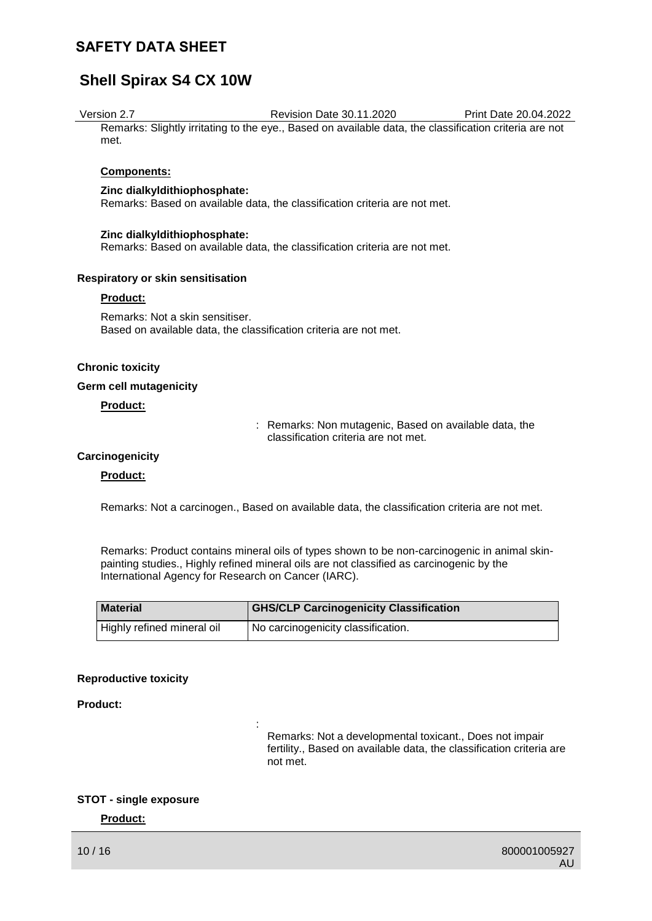Remarks: Slightly irritating to the eye., Based on available data, the classification criteria are not met.

**Components:**

**Zinc dialkyldithiophosphate:**
Remarks: Based on available data, the classification criteria are not met.

**Zinc dialkyldithiophosphate:**
Remarks: Based on available data, the classification criteria are not met.

**Respiratory or skin sensitisation**

**Product:**

Remarks: Not a skin sensitiser.
Based on available data, the classification criteria are not met.

**Chronic toxicity**

**Germ cell mutagenicity**

**Product:**

: Remarks: Non mutagenic, Based on available data, the classification criteria are not met.

**Carcinogenicity**

**Product:**

Remarks: Not a carcinogen., Based on available data, the classification criteria are not met.

Remarks: Product contains mineral oils of types shown to be non-carcinogenic in animal skin-painting studies., Highly refined mineral oils are not classified as carcinogenic by the International Agency for Research on Cancer (IARC).

| Material | GHS/CLP Carcinogenicity Classification |
|---|---|
| Highly refined mineral oil | No carcinogenicity classification. |

**Reproductive toxicity**

**Product:**

: Remarks: Not a developmental toxicant., Does not impair fertility., Based on available data, the classification criteria are not met.

**STOT - single exposure**

**Product:**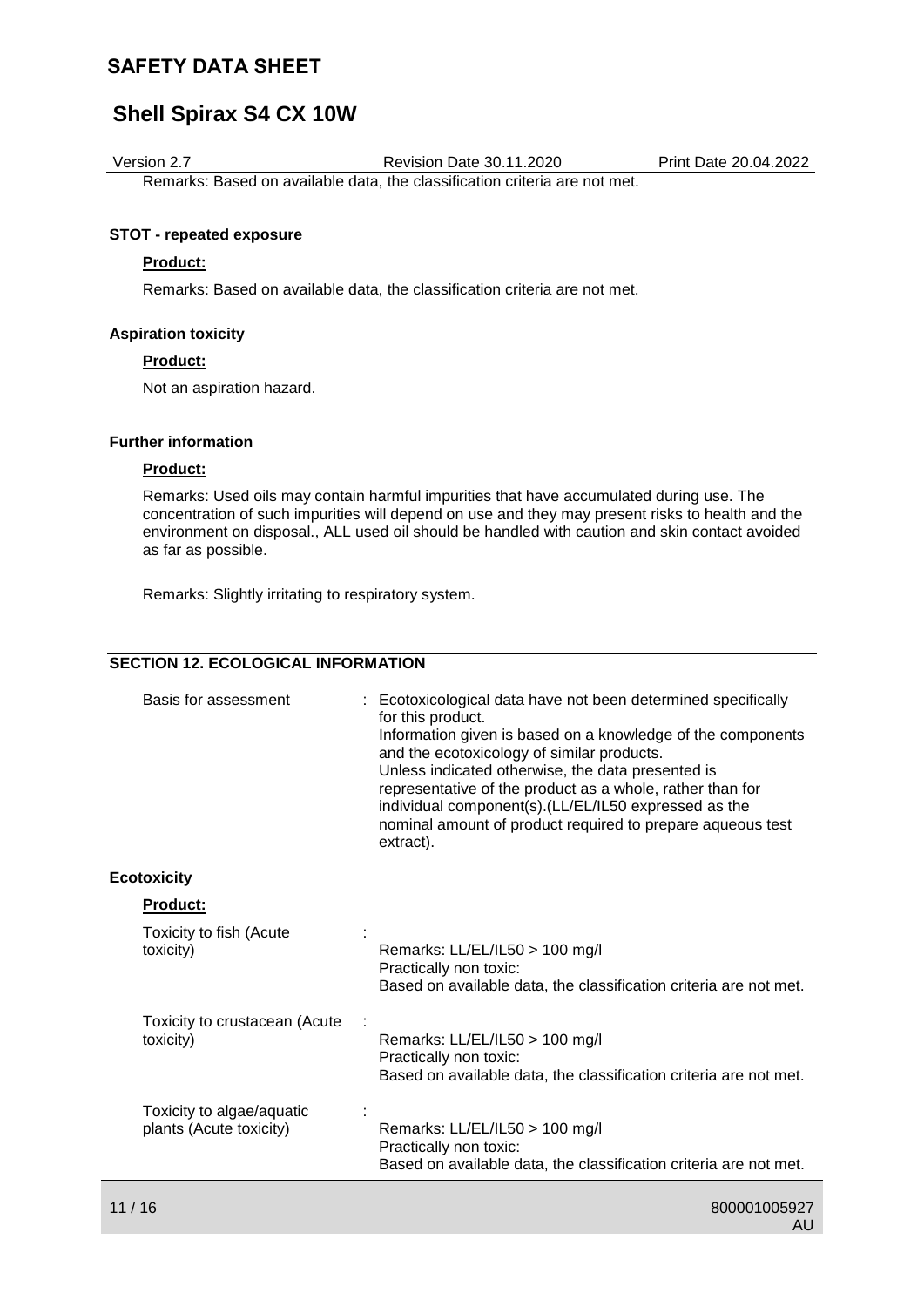Remarks: Based on available data, the classification criteria are not met.

**STOT - repeated exposure**

**Product:**

Remarks: Based on available data, the classification criteria are not met.

**Aspiration toxicity**

**Product:**

Not an aspiration hazard.

**Further information**

**Product:**

Remarks: Used oils may contain harmful impurities that have accumulated during use. The concentration of such impurities will depend on use and they may present risks to health and the environment on disposal., ALL used oil should be handled with caution and skin contact avoided as far as possible.

Remarks: Slightly irritating to respiratory system.

## SECTION 12. ECOLOGICAL INFORMATION

Basis for assessment : Ecotoxicological data have not been determined specifically for this product.
Information given is based on a knowledge of the components and the ecotoxicology of similar products.
Unless indicated otherwise, the data presented is representative of the product as a whole, rather than for individual component(s).(LL/EL/IL50 expressed as the nominal amount of product required to prepare aqueous test extract).

**Ecotoxicity**

**Product:**

Toxicity to fish (Acute toxicity) :
Remarks: LL/EL/IL50 > 100 mg/l
Practically non toxic:
Based on available data, the classification criteria are not met.

Toxicity to crustacean (Acute toxicity) :
Remarks: LL/EL/IL50 > 100 mg/l
Practically non toxic:
Based on available data, the classification criteria are not met.

Toxicity to algae/aquatic plants (Acute toxicity) :
Remarks: LL/EL/IL50 > 100 mg/l
Practically non toxic:
Based on available data, the classification criteria are not met.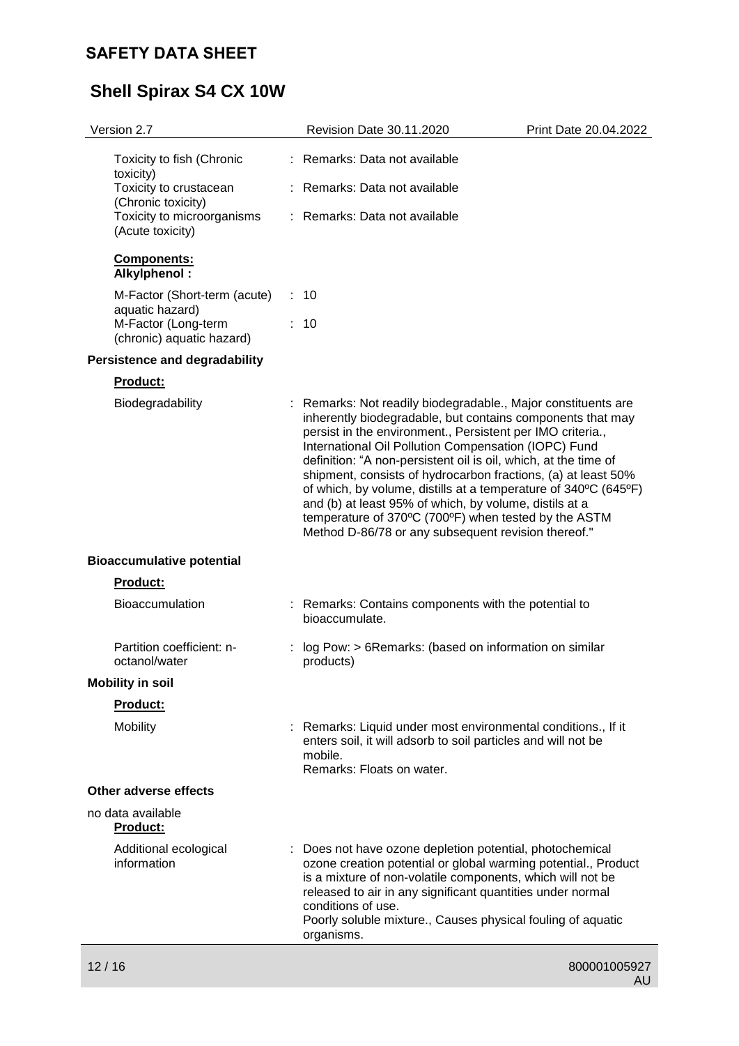| | | |
|---|---|---|
| Toxicity to fish (Chronic toxicity) | : | Remarks: Data not available |
| Toxicity to crustacean (Chronic toxicity) | : | Remarks: Data not available |
| Toxicity to microorganisms (Acute toxicity) | : | Remarks: Data not available |

**Components:**

**Alkylphenol :**

| | | |
|---|---|---|
| M-Factor (Short-term (acute) aquatic hazard) | : | 10 |
| M-Factor (Long-term (chronic) aquatic hazard) | : | 10 |

**Persistence and degradability**

**Product:**

Biodegradability : Remarks: Not readily biodegradable., Major constituents are inherently biodegradable, but contains components that may persist in the environment., Persistent per IMO criteria., International Oil Pollution Compensation (IOPC) Fund definition: "A non-persistent oil is oil, which, at the time of shipment, consists of hydrocarbon fractions, (a) at least 50% of which, by volume, distills at a temperature of 340ºC (645ºF) and (b) at least 95% of which, by volume, distils at a temperature of 370ºC (700ºF) when tested by the ASTM Method D-86/78 or any subsequent revision thereof."

**Bioaccumulative potential**

**Product:**

Bioaccumulation : Remarks: Contains components with the potential to bioaccumulate.

Partition coefficient: n-octanol/water : log Pow: > 6Remarks: (based on information on similar products)

**Mobility in soil**

**Product:**

Mobility : Remarks: Liquid under most environmental conditions., If it enters soil, it will adsorb to soil particles and will not be mobile.
Remarks: Floats on water.

**Other adverse effects**

no data available

**Product:**

Additional ecological information : Does not have ozone depletion potential, photochemical ozone creation potential or global warming potential., Product is a mixture of non-volatile components, which will not be released to air in any significant quantities under normal conditions of use.
Poorly soluble mixture., Causes physical fouling of aquatic organisms.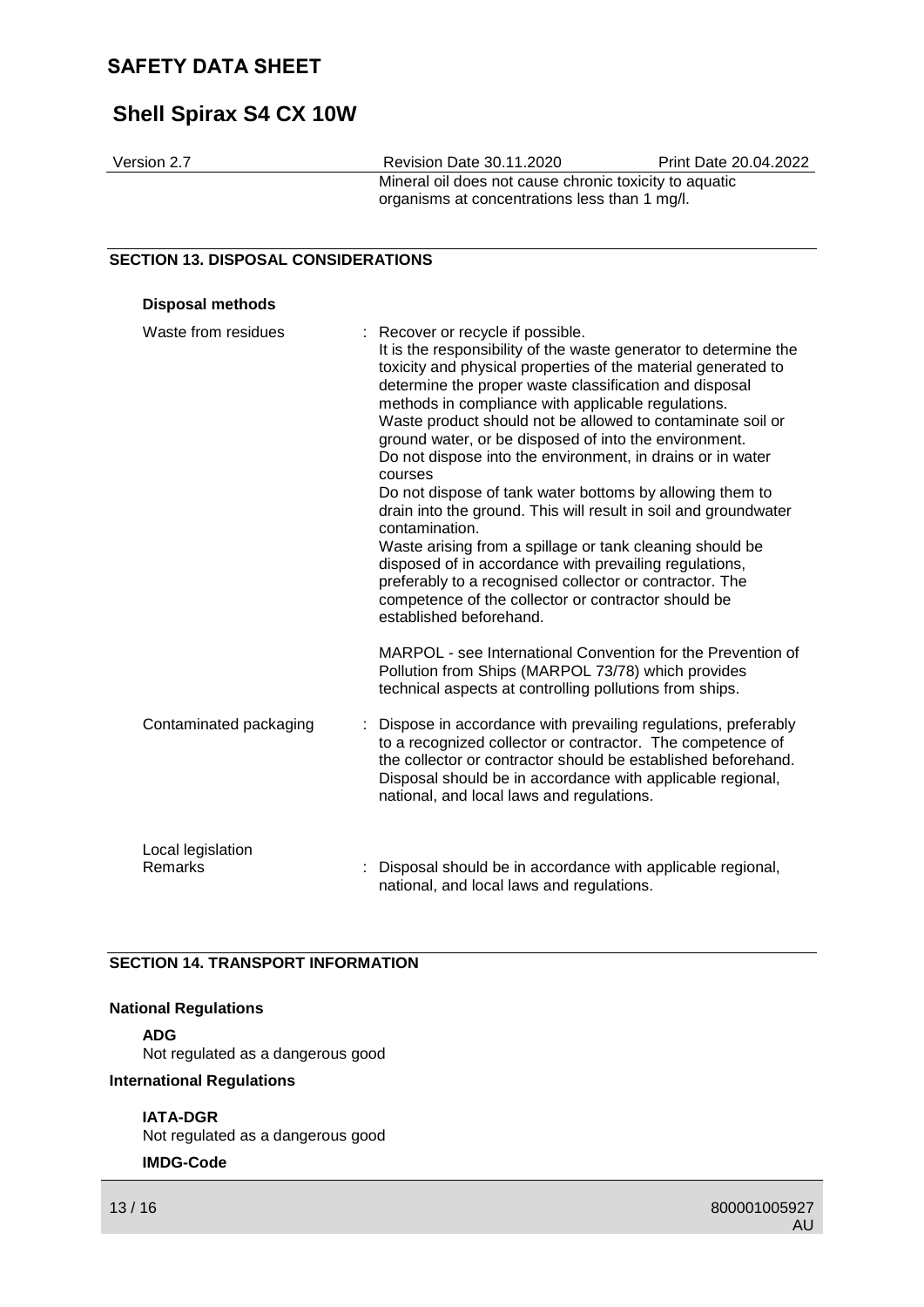Mineral oil does not cause chronic toxicity to aquatic organisms at concentrations less than 1 mg/l.

## SECTION 13. DISPOSAL CONSIDERATIONS

### Disposal methods

Waste from residues : Recover or recycle if possible.
It is the responsibility of the waste generator to determine the toxicity and physical properties of the material generated to determine the proper waste classification and disposal methods in compliance with applicable regulations.
Waste product should not be allowed to contaminate soil or ground water, or be disposed of into the environment.
Do not dispose into the environment, in drains or in water courses
Do not dispose of tank water bottoms by allowing them to drain into the ground. This will result in soil and groundwater contamination.
Waste arising from a spillage or tank cleaning should be disposed of in accordance with prevailing regulations, preferably to a recognised collector or contractor. The competence of the collector or contractor should be established beforehand.

MARPOL - see International Convention for the Prevention of Pollution from Ships (MARPOL 73/78) which provides technical aspects at controlling pollutions from ships.

Contaminated packaging : Dispose in accordance with prevailing regulations, preferably to a recognized collector or contractor. The competence of the collector or contractor should be established beforehand. Disposal should be in accordance with applicable regional, national, and local laws and regulations.

Local legislation
Remarks : Disposal should be in accordance with applicable regional, national, and local laws and regulations.

## SECTION 14. TRANSPORT INFORMATION

### National Regulations

**ADG**
Not regulated as a dangerous good

### International Regulations

**IATA-DGR**
Not regulated as a dangerous good

**IMDG-Code**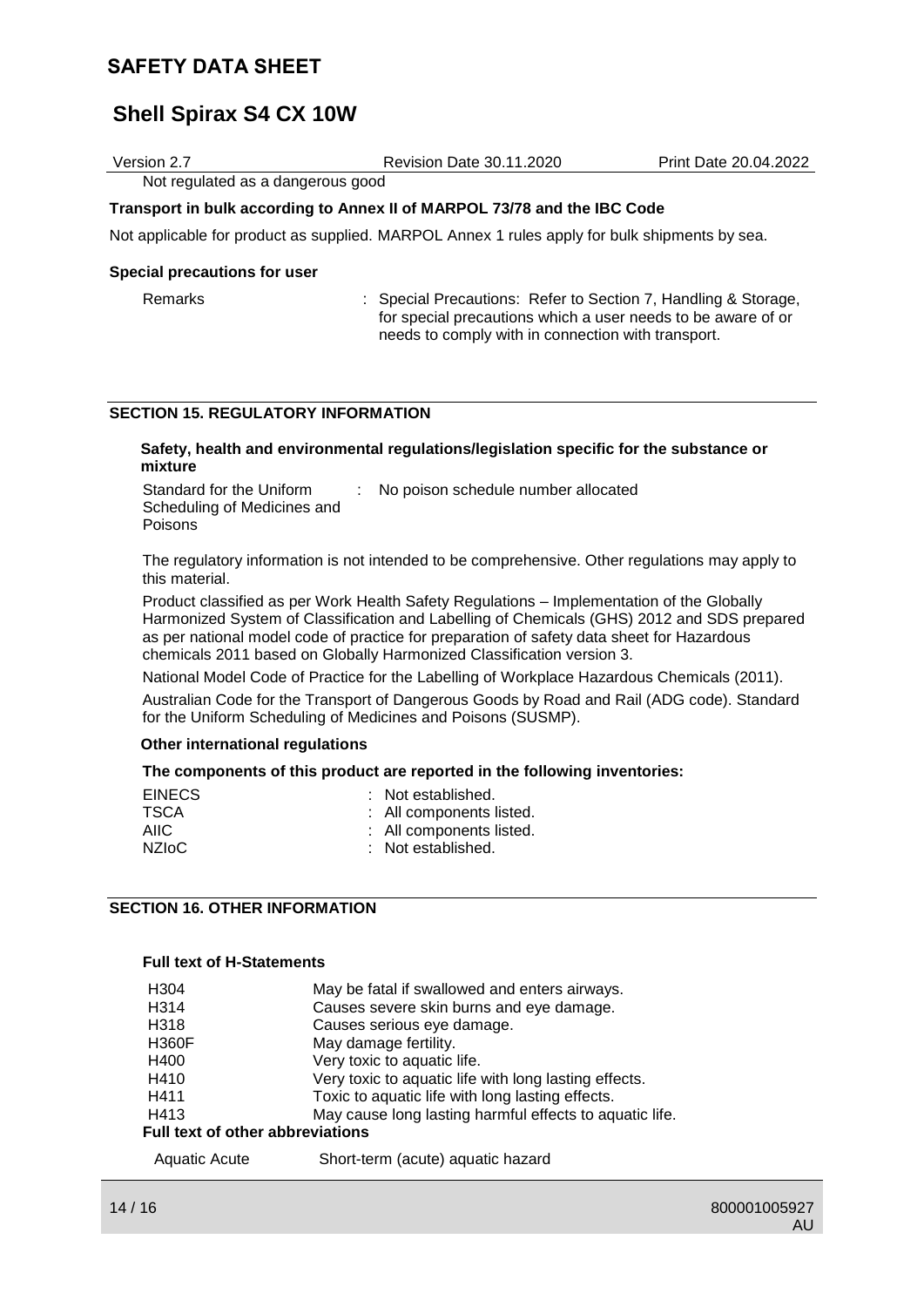Not regulated as a dangerous good

**Transport in bulk according to Annex II of MARPOL 73/78 and the IBC Code**

Not applicable for product as supplied. MARPOL Annex 1 rules apply for bulk shipments by sea.

**Special precautions for user**

Remarks : Special Precautions: Refer to Section 7, Handling & Storage, for special precautions which a user needs to be aware of or needs to comply with in connection with transport.

## SECTION 15. REGULATORY INFORMATION

**Safety, health and environmental regulations/legislation specific for the substance or mixture**

Standard for the Uniform Scheduling of Medicines and Poisons : No poison schedule number allocated

The regulatory information is not intended to be comprehensive. Other regulations may apply to this material.

Product classified as per Work Health Safety Regulations – Implementation of the Globally Harmonized System of Classification and Labelling of Chemicals (GHS) 2012 and SDS prepared as per national model code of practice for preparation of safety data sheet for Hazardous chemicals 2011 based on Globally Harmonized Classification version 3.

National Model Code of Practice for the Labelling of Workplace Hazardous Chemicals (2011).

Australian Code for the Transport of Dangerous Goods by Road and Rail (ADG code). Standard for the Uniform Scheduling of Medicines and Poisons (SUSMP).

**Other international regulations**

**The components of this product are reported in the following inventories:**

| | |
|---|---|
| EINECS | : Not established. |
| TSCA | : All components listed. |
| AIIC | : All components listed. |
| NZIoC | : Not established. |

## SECTION 16. OTHER INFORMATION

**Full text of H-Statements**

| | |
|---|---|
| H304 | May be fatal if swallowed and enters airways. |
| H314 | Causes severe skin burns and eye damage. |
| H318 | Causes serious eye damage. |
| H360F | May damage fertility. |
| H400 | Very toxic to aquatic life. |
| H410 | Very toxic to aquatic life with long lasting effects. |
| H411 | Toxic to aquatic life with long lasting effects. |
| H413 | May cause long lasting harmful effects to aquatic life. |

**Full text of other abbreviations**

| | |
|---|---|
| Aquatic Acute | Short-term (acute) aquatic hazard |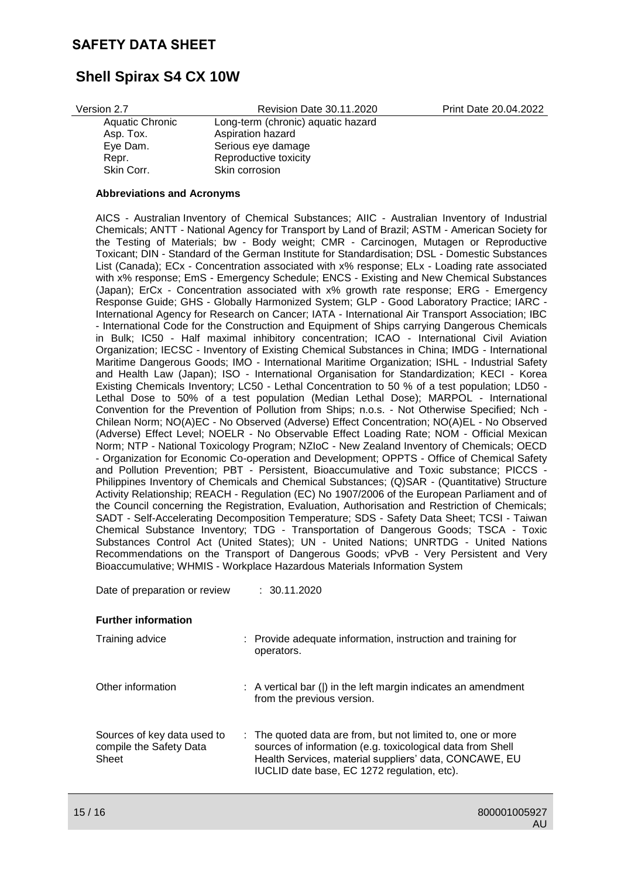| | |
|---|---|
| Aquatic Chronic | Long-term (chronic) aquatic hazard |
| Asp. Tox. | Aspiration hazard |
| Eye Dam. | Serious eye damage |
| Repr. | Reproductive toxicity |
| Skin Corr. | Skin corrosion |

**Abbreviations and Acronyms**

AICS - Australian Inventory of Chemical Substances; AIIC - Australian Inventory of Industrial Chemicals; ANTT - National Agency for Transport by Land of Brazil; ASTM - American Society for the Testing of Materials; bw - Body weight; CMR - Carcinogen, Mutagen or Reproductive Toxicant; DIN - Standard of the German Institute for Standardisation; DSL - Domestic Substances List (Canada); ECx - Concentration associated with x% response; ELx - Loading rate associated with x% response; EmS - Emergency Schedule; ENCS - Existing and New Chemical Substances (Japan); ErCx - Concentration associated with x% growth rate response; ERG - Emergency Response Guide; GHS - Globally Harmonized System; GLP - Good Laboratory Practice; IARC - International Agency for Research on Cancer; IATA - International Air Transport Association; IBC - International Code for the Construction and Equipment of Ships carrying Dangerous Chemicals in Bulk; IC50 - Half maximal inhibitory concentration; ICAO - International Civil Aviation Organization; IECSC - Inventory of Existing Chemical Substances in China; IMDG - International Maritime Dangerous Goods; IMO - International Maritime Organization; ISHL - Industrial Safety and Health Law (Japan); ISO - International Organisation for Standardization; KECI - Korea Existing Chemicals Inventory; LC50 - Lethal Concentration to 50 % of a test population; LD50 - Lethal Dose to 50% of a test population (Median Lethal Dose); MARPOL - International Convention for the Prevention of Pollution from Ships; n.o.s. - Not Otherwise Specified; Nch - Chilean Norm; NO(A)EC - No Observed (Adverse) Effect Concentration; NO(A)EL - No Observed (Adverse) Effect Level; NOELR - No Observable Effect Loading Rate; NOM - Official Mexican Norm; NTP - National Toxicology Program; NZIoC - New Zealand Inventory of Chemicals; OECD - Organization for Economic Co-operation and Development; OPPTS - Office of Chemical Safety and Pollution Prevention; PBT - Persistent, Bioaccumulative and Toxic substance; PICCS - Philippines Inventory of Chemicals and Chemical Substances; (Q)SAR - (Quantitative) Structure Activity Relationship; REACH - Regulation (EC) No 1907/2006 of the European Parliament and of the Council concerning the Registration, Evaluation, Authorisation and Restriction of Chemicals; SADT - Self-Accelerating Decomposition Temperature; SDS - Safety Data Sheet; TCSI - Taiwan Chemical Substance Inventory; TDG - Transportation of Dangerous Goods; TSCA - Toxic Substances Control Act (United States); UN - United Nations; UNRTDG - United Nations Recommendations on the Transport of Dangerous Goods; vPvB - Very Persistent and Very Bioaccumulative; WHMIS - Workplace Hazardous Materials Information System

Date of preparation or review : 30.11.2020

**Further information**

| | |
|---|---|
| Training advice | : Provide adequate information, instruction and training for operators. |
| Other information | : A vertical bar (\|) in the left margin indicates an amendment from the previous version. |
| Sources of key data used to compile the Safety Data Sheet | : The quoted data are from, but not limited to, one or more sources of information (e.g. toxicological data from Shell Health Services, material suppliers' data, CONCAWE, EU IUCLID date base, EC 1272 regulation, etc). |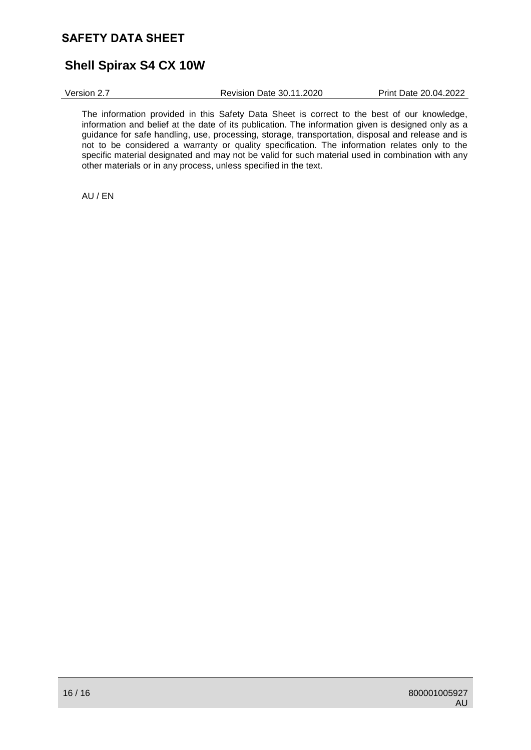The information provided in this Safety Data Sheet is correct to the best of our knowledge, information and belief at the date of its publication. The information given is designed only as a guidance for safe handling, use, processing, storage, transportation, disposal and release and is not to be considered a warranty or quality specification. The information relates only to the specific material designated and may not be valid for such material used in combination with any other materials or in any process, unless specified in the text.

AU / EN